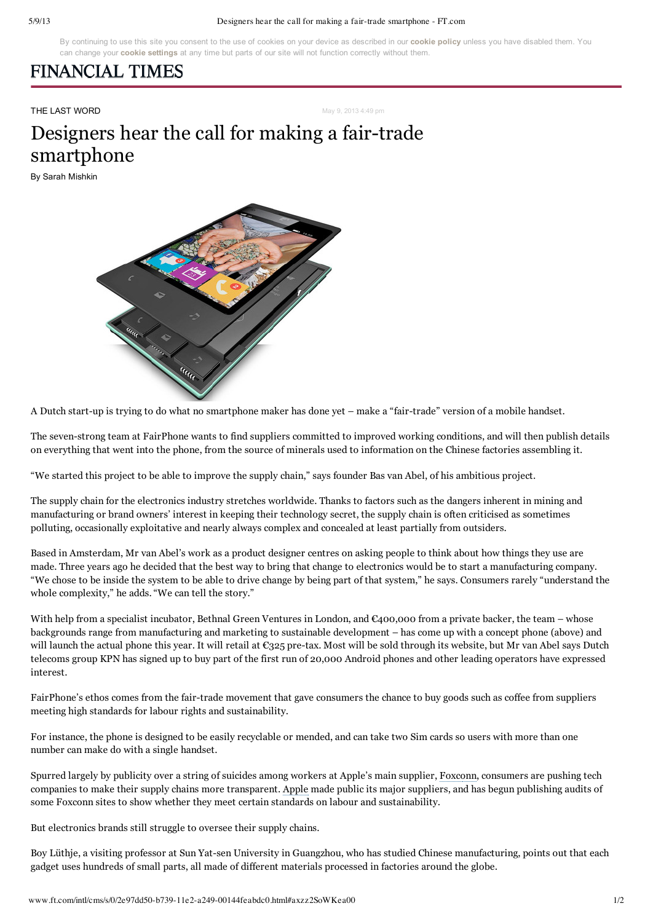THE LAST WORD

May 9, 2013 4:49 pm

# Designers hear the call for making a fair-trade smartphone

By Sarah Mishkin

A Dutch start-up is trying to do what no smartphone maker has done yet – make a "fair-trade" version of a mobile handset.

The seven-strong team at FairPhone wants to find suppliers committed to improved working conditions, and will then publish details on everything that went into the phone, from the source of minerals used to information on the Chinese factories assembling it.

"We started this project to be able to improve the supply chain," says founder Bas van Abel, of his ambitious project.

The supply chain for the electronics industry stretches worldwide. Thanks to factors such as the dangers inherent in mining and manufacturing or brand owners' interest in keeping their technology secret, the supply chain is often criticised as sometimes polluting, occasionally exploitative and nearly always complex and concealed at least partially from outsiders.

Based in Amsterdam, Mr van Abel's work as a product designer centres on asking people to think about how things they use are made. Three years ago he decided that the best way to bring that change to electronics would be to start a manufacturing company. "We chose to be inside the system to be able to drive change by being part of that system," he says. Consumers rarely "understand the whole complexity," he adds. "We can tell the story."

With help from a specialist incubator, Bethnal Green Ventures in London, and €400,000 from a private backer, the team – whose backgrounds range from manufacturing and marketing to sustainable development – has come up with a concept phone (above) and will launch the actual phone this year. It will retail at €325 pre-tax. Most will be sold through its website, but Mr van Abel says Dutch telecoms group KPN has signed up to buy part of the first run of 20,000 Android phones and other leading operators have expressed interest.

FairPhone's ethos comes from the fair-trade movement that gave consumers the chance to buy goods such as coffee from suppliers meeting high standards for labour rights and sustainability.

For instance, the phone is designed to be easily recyclable or mended, and can take two Sim cards so users with more than one number can make do with a single handset.

Spurred largely by publicity over a string of suicides among workers at Apple's main supplier, Foxconn, consumers are pushing tech companies to make their supply chains more transparent. Apple made public its major suppliers, and has begun publishing audits of some Foxconn sites to show whether they meet certain standards on labour and sustainability.

But electronics brands still struggle to oversee their supply chains.

Boy Lüthje, a visiting professor at Sun Yat-sen University in Guangzhou, who has studied Chinese manufacturing, points out that each gadget uses hundreds of small parts, all made of different materials processed in factories around the globe.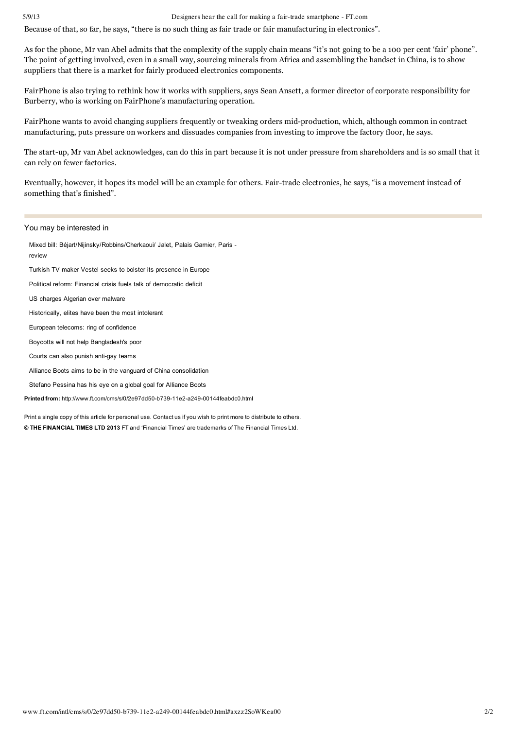Because of that, so far, he says, "there is no such thing as fair trade or fair manufacturing in electronics".

As for the phone, Mr van Abel admits that the complexity of the supply chain means "it's not going to be a 100 per cent 'fair' phone". The point of getting involved, even in a small way, sourcing minerals from Africa and assembling the handset in China, is to show suppliers that there is a market for fairly produced electronics components.

FairPhone is also trying to rethink how it works with suppliers, says Sean Ansett, a former director of corporate responsibility for Burberry, who is working on FairPhone's manufacturing operation.

FairPhone wants to avoid changing suppliers frequently or tweaking orders mid-production, which, although common in contract manufacturing, puts pressure on workers and dissuades companies from investing to improve the factory floor, he says.

The start-up, Mr van Abel acknowledges, can do this in part because it is not under pressure from shareholders and is so small that it can rely on fewer factories.

Eventually, however, it hopes its model will be an example for others. Fair-trade electronics, he says, "is a movement instead of something that's finished".

---

You may be interested in

- Mixed bill: Béjart/Nijinsky/Robbins/Cherkaoui/ Jalet, Palais Garnier, Paris - review
- Turkish TV maker Vestel seeks to bolster its presence in Europe
- Political reform: Financial crisis fuels talk of democratic deficit
- US charges Algerian over malware
- Historically, elites have been the most intolerant
- European telecoms: ring of confidence
- Boycotts will not help Bangladesh's poor
- Courts can also punish anti-gay teams
- Alliance Boots aims to be in the vanguard of China consolidation
- Stefano Pessina has his eye on a global goal for Alliance Boots

**Printed from:** http://www.ft.com/cms/s/0/2e97dd50-b739-11e2-a249-00144feabdc0.html

Print a single copy of this article for personal use. Contact us if you wish to print more to distribute to others.

**© THE FINANCIAL TIMES LTD 2013** FT and 'Financial Times' are trademarks of The Financial Times Ltd.